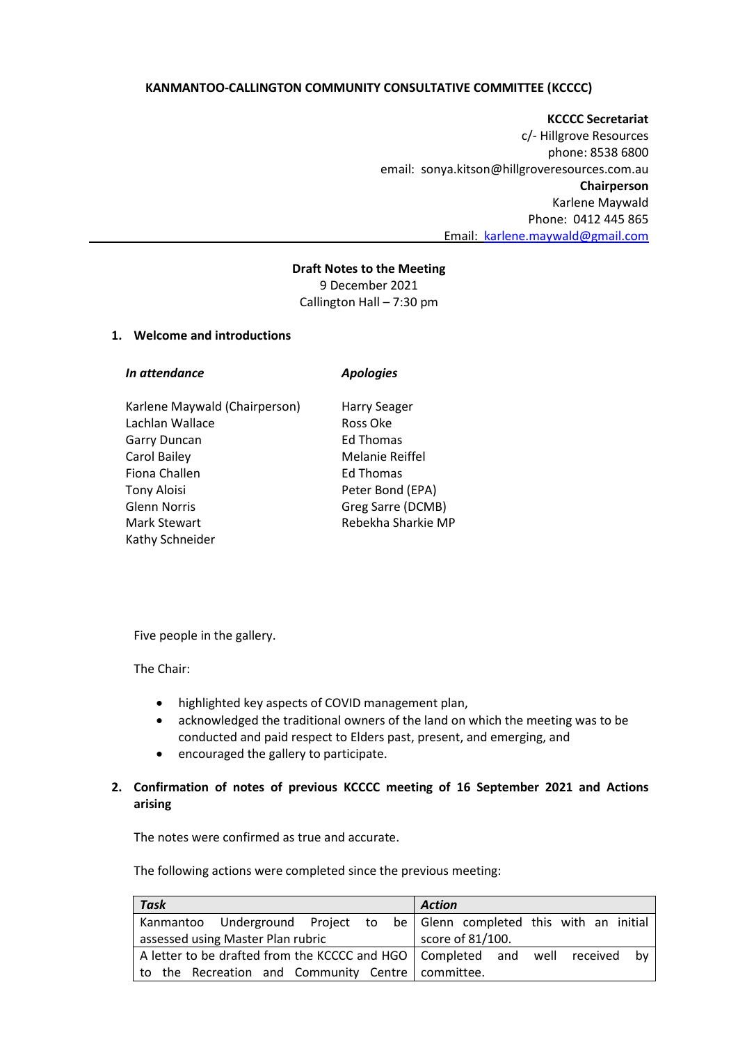**KANMANTOO-CALLINGTON COMMUNITY CONSULTATIVE COMMITTEE (KCCCC)**

**KCCCC Secretariat**
c/- Hillgrove Resources
phone: 8538 6800
email: sonya.kitson@hillgroveresources.com.au
**Chairperson**
Karlene Maywald
Phone: 0412 445 865
Email: karlene.maywald@gmail.com

---

**Draft Notes to the Meeting**
9 December 2021
Callington Hall – 7:30 pm

## 1. Welcome and introductions

| *In attendance* | *Apologies* |
|---|---|
| Karlene Maywald (Chairperson) | Harry Seager |
| Lachlan Wallace | Ross Oke |
| Garry Duncan | Ed Thomas |
| Carol Bailey | Melanie Reiffel |
| Fiona Challen | Ed Thomas |
| Tony Aloisi | Peter Bond (EPA) |
| Glenn Norris | Greg Sarre (DCMB) |
| Mark Stewart | Rebekha Sharkie MP |
| Kathy Schneider | |

Five people in the gallery.

The Chair:

- highlighted key aspects of COVID management plan,
- acknowledged the traditional owners of the land on which the meeting was to be conducted and paid respect to Elders past, present, and emerging, and
- encouraged the gallery to participate.

## 2. Confirmation of notes of previous KCCCC meeting of 16 September 2021 and Actions arising

The notes were confirmed as true and accurate.

The following actions were completed since the previous meeting:

| *Task* | *Action* |
|---|---|
| Kanmantoo Underground Project to be assessed using Master Plan rubric | Glenn completed this with an initial score of 81/100. |
| A letter to be drafted from the KCCCC and HGO to the Recreation and Community Centre | Completed and well received by committee. |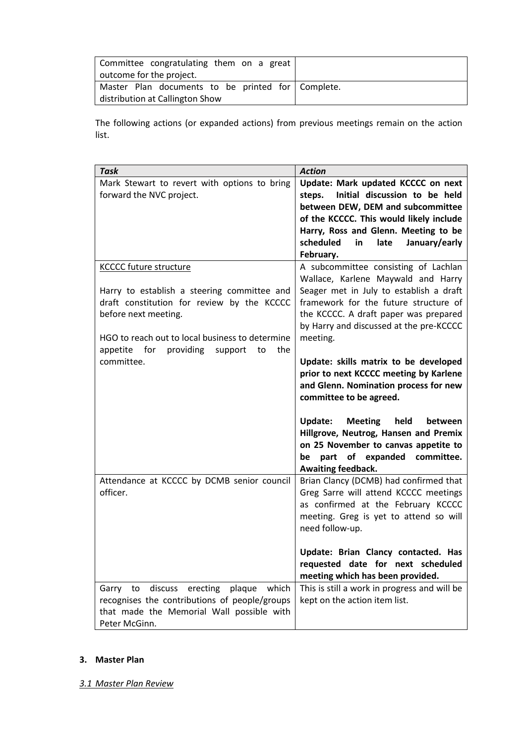| | |
|---|---|
| Committee congratulating them on a great outcome for the project. | |
| Master Plan documents to be printed for distribution at Callington Show | Complete. |

The following actions (or expanded actions) from previous meetings remain on the action list.

| *Task* | *Action* |
|---|---|
| Mark Stewart to revert with options to bring forward the NVC project. | **Update: Mark updated KCCCC on next steps. Initial discussion to be held between DEW, DEM and subcommittee of the KCCCC. This would likely include Harry, Ross and Glenn. Meeting to be scheduled in late January/early February.** |
| <u>KCCCC future structure</u><br><br>Harry to establish a steering committee and draft constitution for review by the KCCCC before next meeting.<br><br>HGO to reach out to local business to determine appetite for providing support to the committee. | A subcommittee consisting of Lachlan Wallace, Karlene Maywald and Harry Seager met in July to establish a draft framework for the future structure of the KCCCC. A draft paper was prepared by Harry and discussed at the pre-KCCCC meeting.<br><br>**Update: skills matrix to be developed prior to next KCCCC meeting by Karlene and Glenn. Nomination process for new committee to be agreed.**<br><br>**Update: Meeting held between Hillgrove, Neutrog, Hansen and Premix on 25 November to canvas appetite to be part of expanded committee. Awaiting feedback.** |
| Attendance at KCCCC by DCMB senior council officer. | Brian Clancy (DCMB) had confirmed that Greg Sarre will attend KCCCC meetings as confirmed at the February KCCCC meeting. Greg is yet to attend so will need follow-up.<br><br>**Update: Brian Clancy contacted. Has requested date for next scheduled meeting which has been provided.** |
| Garry to discuss erecting plaque which recognises the contributions of people/groups that made the Memorial Wall possible with Peter McGinn. | This is still a work in progress and will be kept on the action item list. |

## 3. Master Plan

*<u>3.1 Master Plan Review</u>*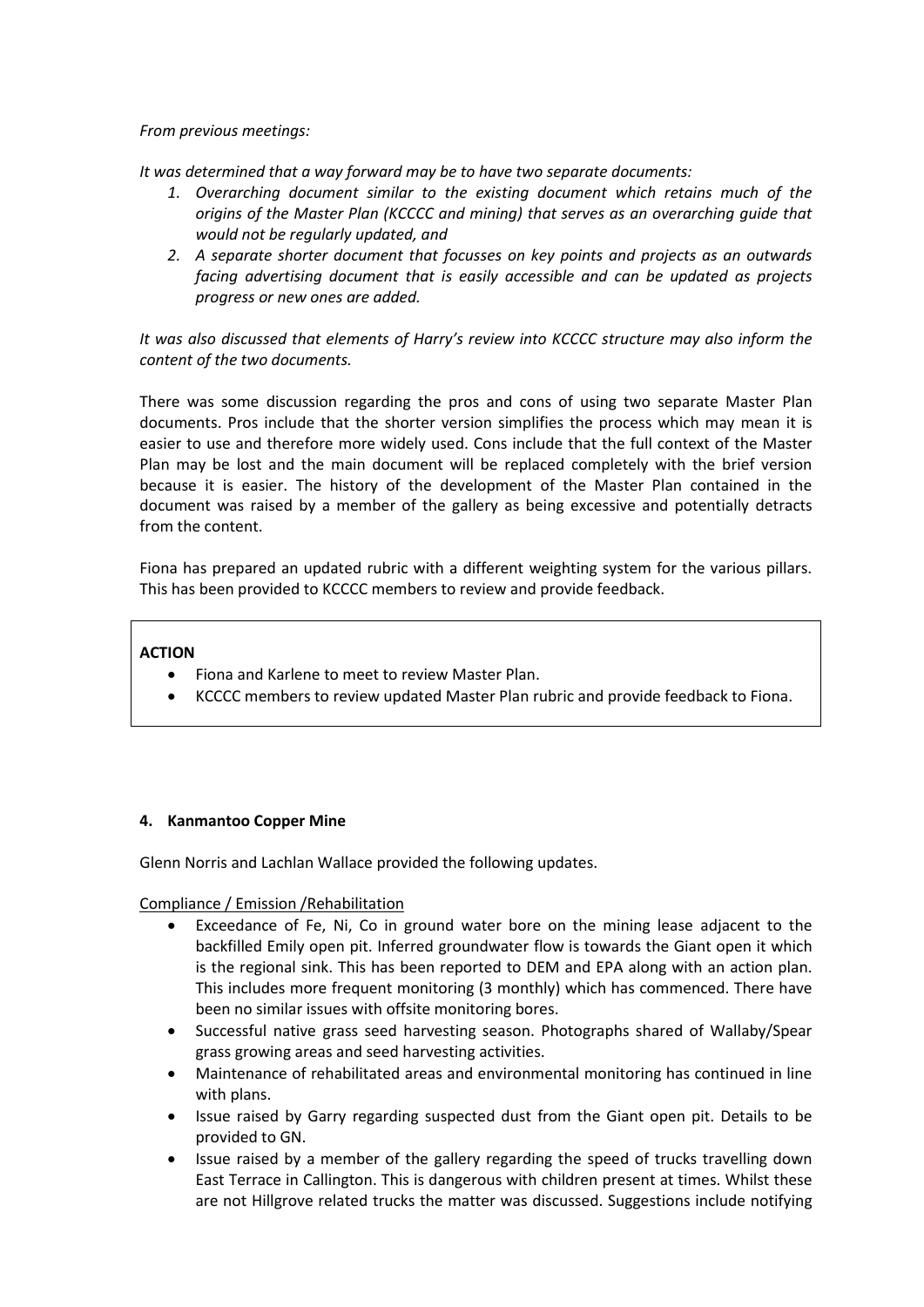*From previous meetings:*

*It was determined that a way forward may be to have two separate documents:*

1. *Overarching document similar to the existing document which retains much of the origins of the Master Plan (KCCCC and mining) that serves as an overarching guide that would not be regularly updated, and*
2. *A separate shorter document that focusses on key points and projects as an outwards facing advertising document that is easily accessible and can be updated as projects progress or new ones are added.*

*It was also discussed that elements of Harry's review into KCCCC structure may also inform the content of the two documents.*

There was some discussion regarding the pros and cons of using two separate Master Plan documents. Pros include that the shorter version simplifies the process which may mean it is easier to use and therefore more widely used. Cons include that the full context of the Master Plan may be lost and the main document will be replaced completely with the brief version because it is easier. The history of the development of the Master Plan contained in the document was raised by a member of the gallery as being excessive and potentially detracts from the content.

Fiona has prepared an updated rubric with a different weighting system for the various pillars. This has been provided to KCCCC members to review and provide feedback.

**ACTION**

- Fiona and Karlene to meet to review Master Plan.
- KCCCC members to review updated Master Plan rubric and provide feedback to Fiona.

#### 4. Kanmantoo Copper Mine

Glenn Norris and Lachlan Wallace provided the following updates.

Compliance / Emission /Rehabilitation

- Exceedance of Fe, Ni, Co in ground water bore on the mining lease adjacent to the backfilled Emily open pit. Inferred groundwater flow is towards the Giant open it which is the regional sink. This has been reported to DEM and EPA along with an action plan. This includes more frequent monitoring (3 monthly) which has commenced. There have been no similar issues with offsite monitoring bores.
- Successful native grass seed harvesting season. Photographs shared of Wallaby/Spear grass growing areas and seed harvesting activities.
- Maintenance of rehabilitated areas and environmental monitoring has continued in line with plans.
- Issue raised by Garry regarding suspected dust from the Giant open pit. Details to be provided to GN.
- Issue raised by a member of the gallery regarding the speed of trucks travelling down East Terrace in Callington. This is dangerous with children present at times. Whilst these are not Hillgrove related trucks the matter was discussed. Suggestions include notifying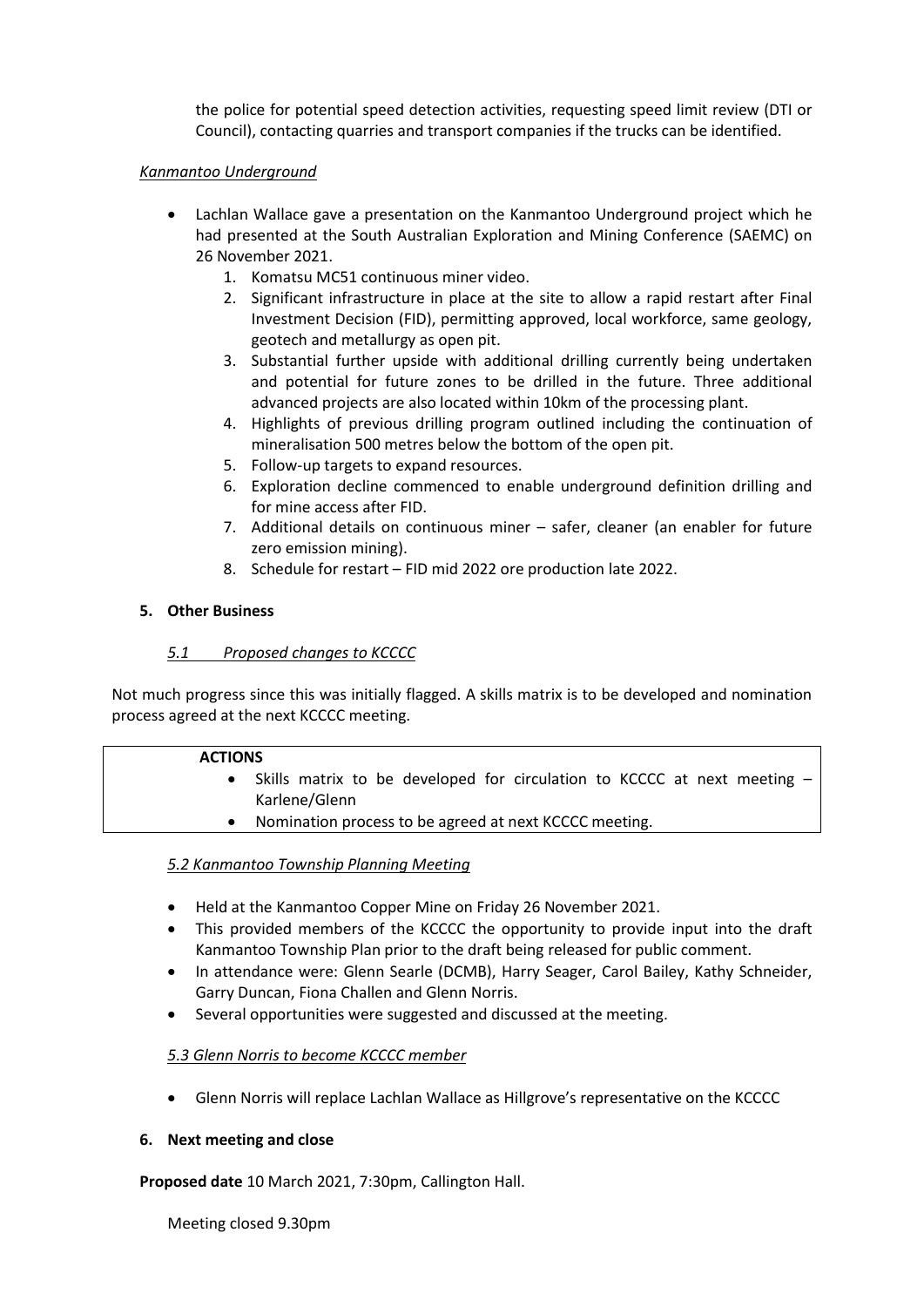the police for potential speed detection activities, requesting speed limit review (DTI or Council), contacting quarries and transport companies if the trucks can be identified.

*Kanmantoo Underground*

- Lachlan Wallace gave a presentation on the Kanmantoo Underground project which he had presented at the South Australian Exploration and Mining Conference (SAEMC) on 26 November 2021.
    1. Komatsu MC51 continuous miner video.
    2. Significant infrastructure in place at the site to allow a rapid restart after Final Investment Decision (FID), permitting approved, local workforce, same geology, geotech and metallurgy as open pit.
    3. Substantial further upside with additional drilling currently being undertaken and potential for future zones to be drilled in the future. Three additional advanced projects are also located within 10km of the processing plant.
    4. Highlights of previous drilling program outlined including the continuation of mineralisation 500 metres below the bottom of the open pit.
    5. Follow-up targets to expand resources.
    6. Exploration decline commenced to enable underground definition drilling and for mine access after FID.
    7. Additional details on continuous miner – safer, cleaner (an enabler for future zero emission mining).
    8. Schedule for restart – FID mid 2022 ore production late 2022.

**5. Other Business**

*5.1 Proposed changes to KCCCC*

Not much progress since this was initially flagged. A skills matrix is to be developed and nomination process agreed at the next KCCCC meeting.

**ACTIONS**

- Skills matrix to be developed for circulation to KCCCC at next meeting – Karlene/Glenn
- Nomination process to be agreed at next KCCCC meeting.

*5.2 Kanmantoo Township Planning Meeting*

- Held at the Kanmantoo Copper Mine on Friday 26 November 2021.
- This provided members of the KCCCC the opportunity to provide input into the draft Kanmantoo Township Plan prior to the draft being released for public comment.
- In attendance were: Glenn Searle (DCMB), Harry Seager, Carol Bailey, Kathy Schneider, Garry Duncan, Fiona Challen and Glenn Norris.
- Several opportunities were suggested and discussed at the meeting.

*5.3 Glenn Norris to become KCCCC member*

- Glenn Norris will replace Lachlan Wallace as Hillgrove's representative on the KCCCC

**6. Next meeting and close**

**Proposed date** 10 March 2021, 7:30pm, Callington Hall.

Meeting closed 9.30pm